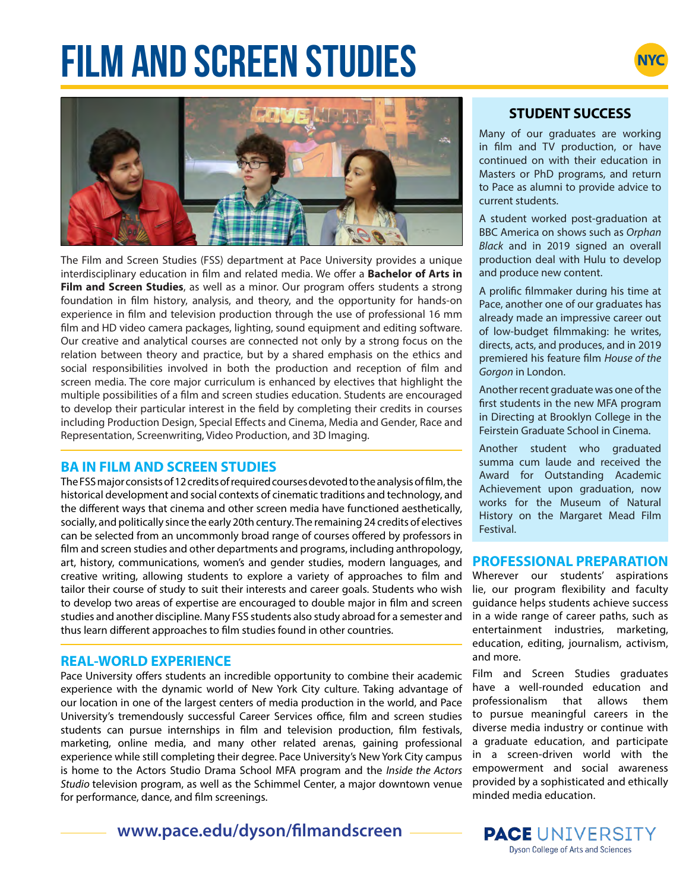# FILM AND SCREEN STUDIES

NYC

The Film and Screen Studies (FSS) department at Pace University provides a unique interdisciplinary education in film and related media. We offer a **Bachelor of Arts in Film and Screen Studies**, as well as a minor. Our program offers students a strong foundation in film history, analysis, and theory, and the opportunity for hands-on experience in film and television production through the use of professional 16 mm film and HD video camera packages, lighting, sound equipment and editing software. Our creative and analytical courses are connected not only by a strong focus on the relation between theory and practice, but by a shared emphasis on the ethics and social responsibilities involved in both the production and reception of film and screen media. The core major curriculum is enhanced by electives that highlight the multiple possibilities of a film and screen studies education. Students are encouraged to develop their particular interest in the field by completing their credits in courses including Production Design, Special Effects and Cinema, Media and Gender, Race and Representation, Screenwriting, Video Production, and 3D Imaging.

## BA IN FILM AND SCREEN STUDIES

The FSS major consists of 12 credits of required courses devoted to the analysis of film, the historical development and social contexts of cinematic traditions and technology, and the different ways that cinema and other screen media have functioned aesthetically, socially, and politically since the early 20th century. The remaining 24 credits of electives can be selected from an uncommonly broad range of courses offered by professors in film and screen studies and other departments and programs, including anthropology, art, history, communications, women's and gender studies, modern languages, and creative writing, allowing students to explore a variety of approaches to film and tailor their course of study to suit their interests and career goals. Students who wish to develop two areas of expertise are encouraged to double major in film and screen studies and another discipline. Many FSS students also study abroad for a semester and thus learn different approaches to film studies found in other countries.

## REAL-WORLD EXPERIENCE

Pace University offers students an incredible opportunity to combine their academic experience with the dynamic world of New York City culture. Taking advantage of our location in one of the largest centers of media production in the world, and Pace University's tremendously successful Career Services office, film and screen studies students can pursue internships in film and television production, film festivals, marketing, online media, and many other related arenas, gaining professional experience while still completing their degree. Pace University's New York City campus is home to the Actors Studio Drama School MFA program and the *Inside the Actors Studio* television program, as well as the Schimmel Center, a major downtown venue for performance, dance, and film screenings.

## STUDENT SUCCESS

Many of our graduates are working in film and TV production, or have continued on with their education in Masters or PhD programs, and return to Pace as alumni to provide advice to current students.

A student worked post-graduation at BBC America on shows such as *Orphan Black* and in 2019 signed an overall production deal with Hulu to develop and produce new content.

A prolific filmmaker during his time at Pace, another one of our graduates has already made an impressive career out of low-budget filmmaking: he writes, directs, acts, and produces, and in 2019 premiered his feature film *House of the Gorgon* in London.

Another recent graduate was one of the first students in the new MFA program in Directing at Brooklyn College in the Feirstein Graduate School in Cinema.

Another student who graduated summa cum laude and received the Award for Outstanding Academic Achievement upon graduation, now works for the Museum of Natural History on the Margaret Mead Film Festival.

## PROFESSIONAL PREPARATION

Wherever our students' aspirations lie, our program flexibility and faculty guidance helps students achieve success in a wide range of career paths, such as entertainment industries, marketing, education, editing, journalism, activism, and more.

Film and Screen Studies graduates have a well-rounded education and professionalism that allows them to pursue meaningful careers in the diverse media industry or continue with a graduate education, and participate in a screen-driven world with the empowerment and social awareness provided by a sophisticated and ethically minded media education.

**www.pace.edu/dyson/filmandscreen**

**PACE** UNIVERSITY
Dyson College of Arts and Sciences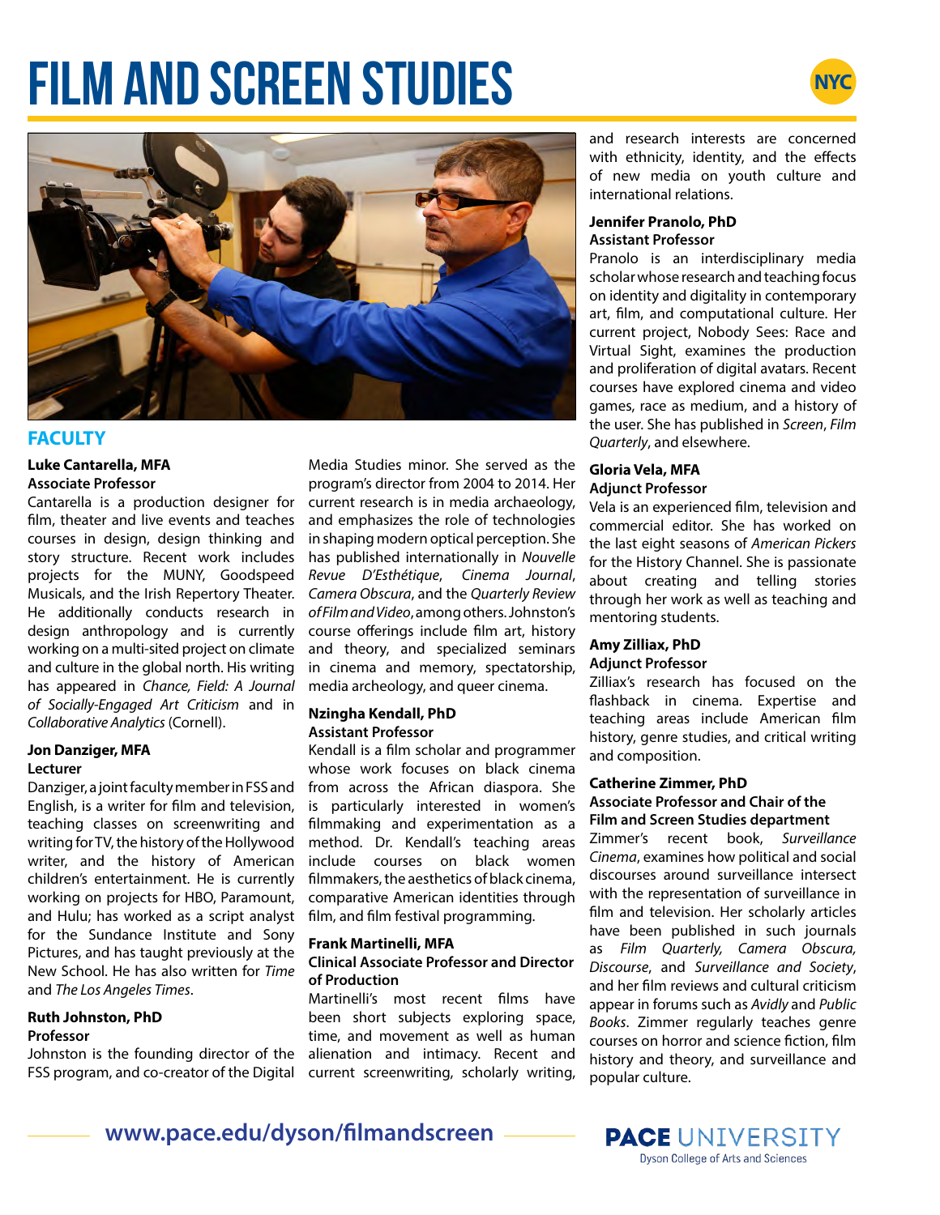# FILM AND SCREEN STUDIES

NYC

## FACULTY

**Luke Cantarella, MFA**
**Associate Professor**

Cantarella is a production designer for film, theater and live events and teaches courses in design, design thinking and story structure. Recent work includes projects for the MUNY, Goodspeed Musicals, and the Irish Repertory Theater. He additionally conducts research in design anthropology and is currently working on a multi-sited project on climate and culture in the global north. His writing has appeared in *Chance, Field: A Journal of Socially-Engaged Art Criticism* and in *Collaborative Analytics* (Cornell).

**Jon Danziger, MFA**
**Lecturer**

Danziger, a joint faculty member in FSS and English, is a writer for film and television, teaching classes on screenwriting and writing for TV, the history of the Hollywood writer, and the history of American children's entertainment. He is currently working on projects for HBO, Paramount, and Hulu; has worked as a script analyst for the Sundance Institute and Sony Pictures, and has taught previously at the New School. He has also written for *Time* and *The Los Angeles Times*.

**Ruth Johnston, PhD**
**Professor**

Johnston is the founding director of the FSS program, and co-creator of the Digital Media Studies minor. She served as the program's director from 2004 to 2014. Her current research is in media archaeology, and emphasizes the role of technologies in shaping modern optical perception. She has published internationally in *Nouvelle Revue D'Esthétique*, *Cinema Journal*, *Camera Obscura*, and the *Quarterly Review of Film and Video*, among others. Johnston's course offerings include film art, history and theory, and specialized seminars in cinema and memory, spectatorship, media archeology, and queer cinema.

**Nzingha Kendall, PhD**
**Assistant Professor**

Kendall is a film scholar and programmer whose work focuses on black cinema from across the African diaspora. She is particularly interested in women's filmmaking and experimentation as a method. Dr. Kendall's teaching areas include courses on black women filmmakers, the aesthetics of black cinema, comparative American identities through film, and film festival programming.

**Frank Martinelli, MFA**
**Clinical Associate Professor and Director of Production**

Martinelli's most recent films have been short subjects exploring space, time, and movement as well as human alienation and intimacy. Recent and current screenwriting, scholarly writing, and research interests are concerned with ethnicity, identity, and the effects of new media on youth culture and international relations.

**Jennifer Pranolo, PhD**
**Assistant Professor**

Pranolo is an interdisciplinary media scholar whose research and teaching focus on identity and digitality in contemporary art, film, and computational culture. Her current project, Nobody Sees: Race and Virtual Sight, examines the production and proliferation of digital avatars. Recent courses have explored cinema and video games, race as medium, and a history of the user. She has published in *Screen*, *Film Quarterly*, and elsewhere.

**Gloria Vela, MFA**
**Adjunct Professor**

Vela is an experienced film, television and commercial editor. She has worked on the last eight seasons of *American Pickers* for the History Channel. She is passionate about creating and telling stories through her work as well as teaching and mentoring students.

**Amy Zilliax, PhD**
**Adjunct Professor**

Zilliax's research has focused on the flashback in cinema. Expertise and teaching areas include American film history, genre studies, and critical writing and composition.

**Catherine Zimmer, PhD**
**Associate Professor and Chair of the Film and Screen Studies department**

Zimmer's recent book, *Surveillance Cinema*, examines how political and social discourses around surveillance intersect with the representation of surveillance in film and television. Her scholarly articles have been published in such journals as *Film Quarterly, Camera Obscura, Discourse*, and *Surveillance and Society*, and her film reviews and cultural criticism appear in forums such as *Avidly* and *Public Books*. Zimmer regularly teaches genre courses on horror and science fiction, film history and theory, and surveillance and popular culture.

www.pace.edu/dyson/filmandscreen

PACE UNIVERSITY
Dyson College of Arts and Sciences